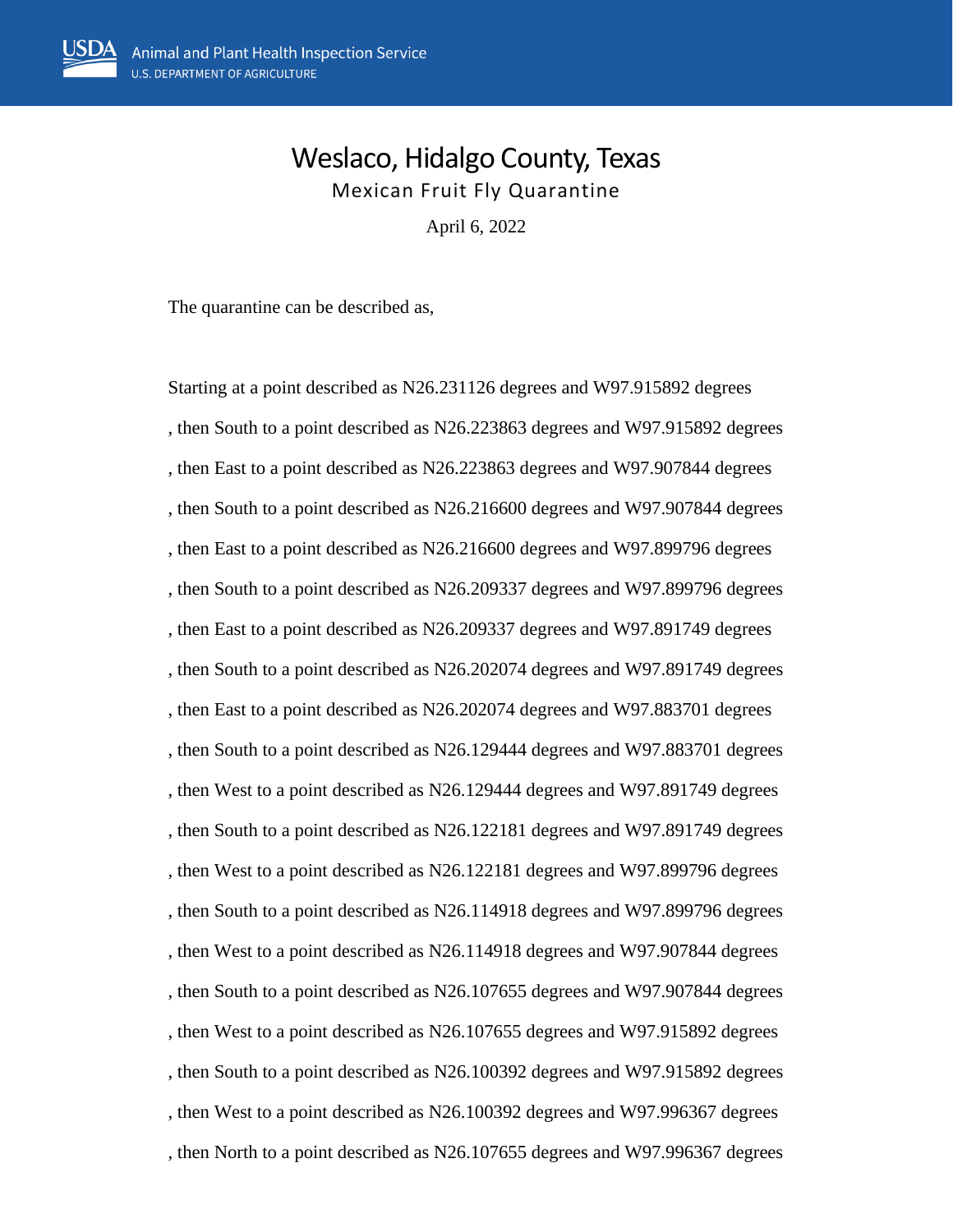USDA Animal and Plant Health Inspection Service
U.S. DEPARTMENT OF AGRICULTURE

# Weslaco, Hidalgo County, Texas

## Mexican Fruit Fly Quarantine

April 6, 2022

The quarantine can be described as,

Starting at a point described as N26.231126 degrees and W97.915892 degrees

, then South to a point described as N26.223863 degrees and W97.915892 degrees

, then East to a point described as N26.223863 degrees and W97.907844 degrees

, then South to a point described as N26.216600 degrees and W97.907844 degrees

, then East to a point described as N26.216600 degrees and W97.899796 degrees

, then South to a point described as N26.209337 degrees and W97.899796 degrees

, then East to a point described as N26.209337 degrees and W97.891749 degrees

, then South to a point described as N26.202074 degrees and W97.891749 degrees

, then East to a point described as N26.202074 degrees and W97.883701 degrees

, then South to a point described as N26.129444 degrees and W97.883701 degrees

, then West to a point described as N26.129444 degrees and W97.891749 degrees

, then South to a point described as N26.122181 degrees and W97.891749 degrees

, then West to a point described as N26.122181 degrees and W97.899796 degrees

, then South to a point described as N26.114918 degrees and W97.899796 degrees

, then West to a point described as N26.114918 degrees and W97.907844 degrees

, then South to a point described as N26.107655 degrees and W97.907844 degrees

, then West to a point described as N26.107655 degrees and W97.915892 degrees

, then South to a point described as N26.100392 degrees and W97.915892 degrees

, then West to a point described as N26.100392 degrees and W97.996367 degrees

, then North to a point described as N26.107655 degrees and W97.996367 degrees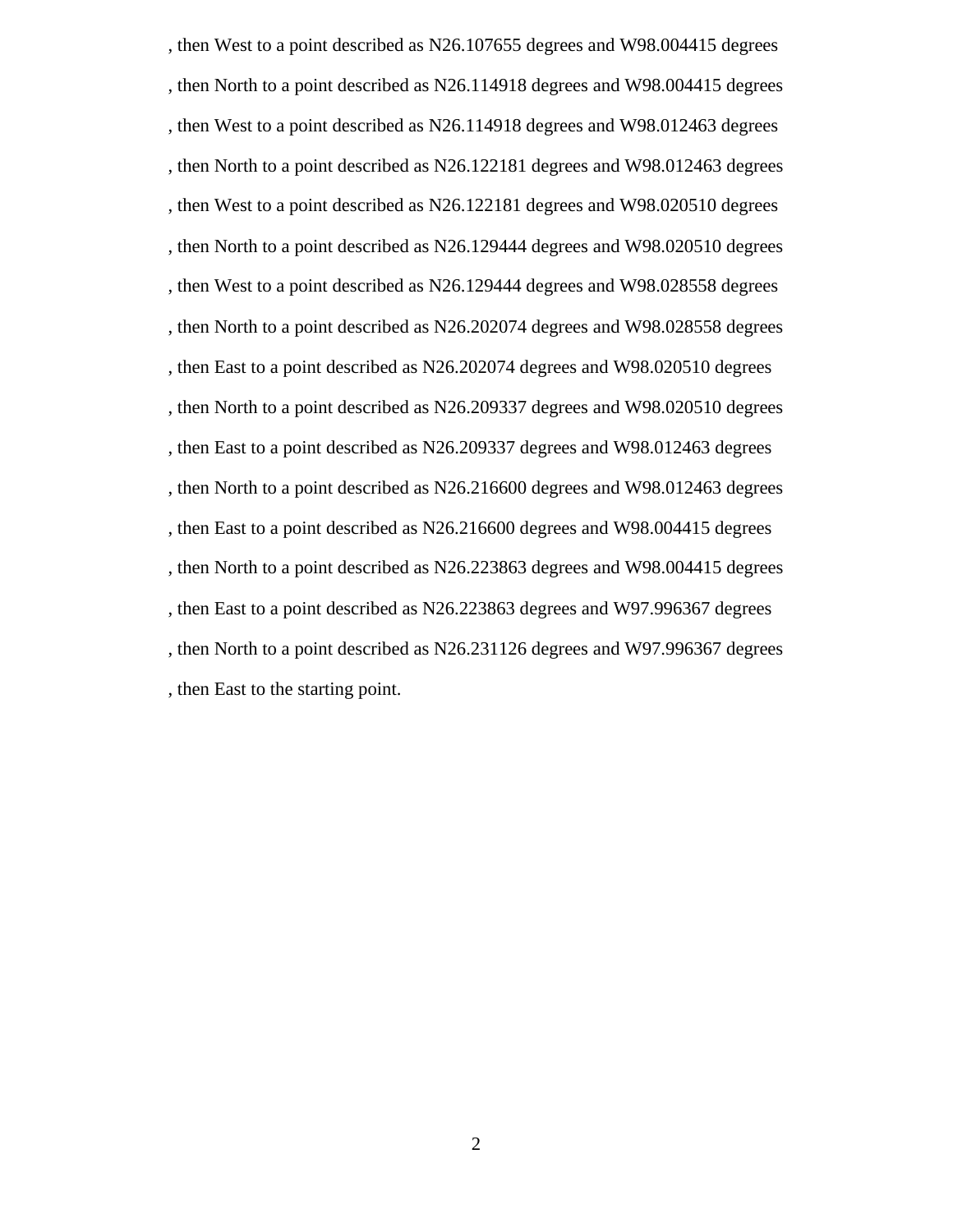, then West to a point described as N26.107655 degrees and W98.004415 degrees

, then North to a point described as N26.114918 degrees and W98.004415 degrees

, then West to a point described as N26.114918 degrees and W98.012463 degrees

, then North to a point described as N26.122181 degrees and W98.012463 degrees

, then West to a point described as N26.122181 degrees and W98.020510 degrees

, then North to a point described as N26.129444 degrees and W98.020510 degrees

, then West to a point described as N26.129444 degrees and W98.028558 degrees

, then North to a point described as N26.202074 degrees and W98.028558 degrees

, then East to a point described as N26.202074 degrees and W98.020510 degrees

, then North to a point described as N26.209337 degrees and W98.020510 degrees

, then East to a point described as N26.209337 degrees and W98.012463 degrees

, then North to a point described as N26.216600 degrees and W98.012463 degrees

, then East to a point described as N26.216600 degrees and W98.004415 degrees

, then North to a point described as N26.223863 degrees and W98.004415 degrees

, then East to a point described as N26.223863 degrees and W97.996367 degrees

, then North to a point described as N26.231126 degrees and W97.996367 degrees

, then East to the starting point.